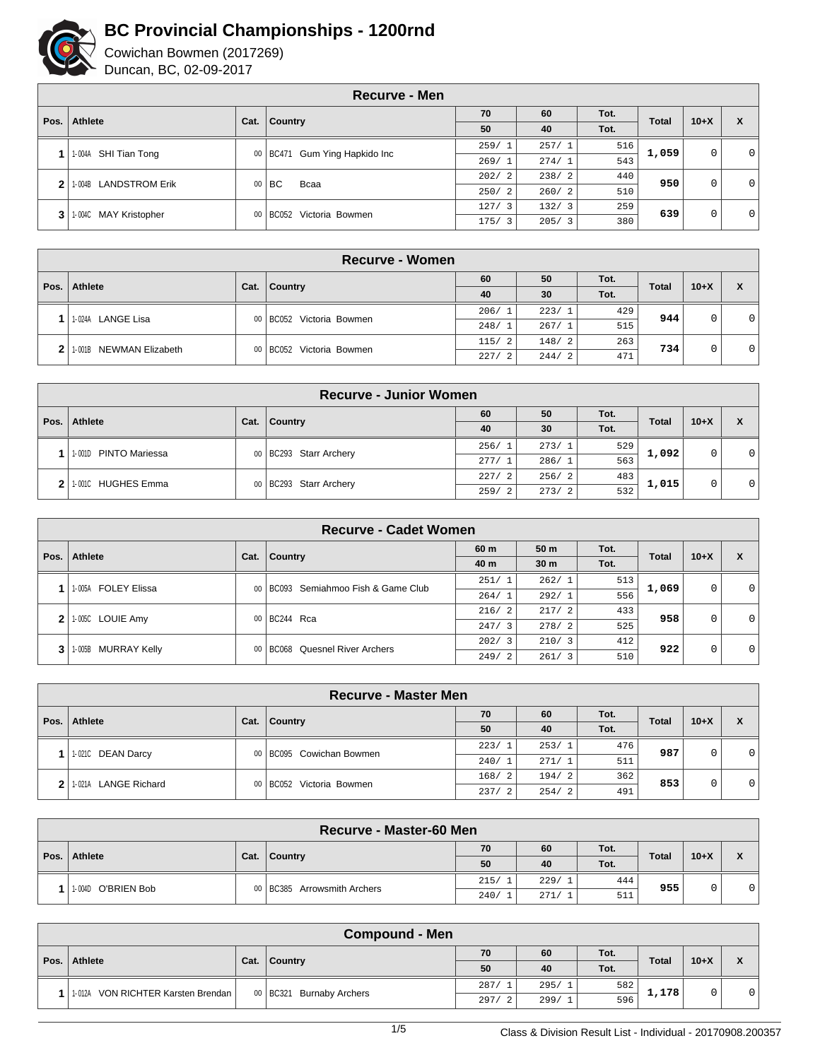# BC Provincial Championships - 1200rnd

Cowichan Bowmen (2017269)

Duncan, BC, 02-09-2017

## Recurve - Men

| Pos. | Athlete | Cat. | Country | 70 / 50 | 60 / 40 | Tot. | Total | 10+X | X |
|---|---|---|---|---|---|---|---|---|---|
| 1 | 1-004A SHI Tian Tong | 00 | BC471 Gum Ying Hapkido Inc | 259/ 1 | 257/ 1 | 516 | 1,059 | 0 | 0 |
| | | | | 269/ 1 | 274/ 1 | 543 | | | |
| 2 | 1-004B LANDSTROM Erik | 00 | BC Bcaa | 202/ 2 | 238/ 2 | 440 | 950 | 0 | 0 |
| | | | | 250/ 2 | 260/ 2 | 510 | | | |
| 3 | 1-004C MAY Kristopher | 00 | BC052 Victoria Bowmen | 127/ 3 | 132/ 3 | 259 | 639 | 0 | 0 |
| | | | | 175/ 3 | 205/ 3 | 380 | | | |

## Recurve - Women

| Pos. | Athlete | Cat. | Country | 60 / 40 | 50 / 30 | Tot. | Total | 10+X | X |
|---|---|---|---|---|---|---|---|---|---|
| 1 | 1-024A LANGE Lisa | 00 | BC052 Victoria Bowmen | 206/ 1 | 223/ 1 | 429 | 944 | 0 | 0 |
| | | | | 248/ 1 | 267/ 1 | 515 | | | |
| 2 | 1-001B NEWMAN Elizabeth | 00 | BC052 Victoria Bowmen | 115/ 2 | 148/ 2 | 263 | 734 | 0 | 0 |
| | | | | 227/ 2 | 244/ 2 | 471 | | | |

## Recurve - Junior Women

| Pos. | Athlete | Cat. | Country | 60 / 40 | 50 / 30 | Tot. | Total | 10+X | X |
|---|---|---|---|---|---|---|---|---|---|
| 1 | 1-001D PINTO Mariessa | 00 | BC293 Starr Archery | 256/ 1 | 273/ 1 | 529 | 1,092 | 0 | 0 |
| | | | | 277/ 1 | 286/ 1 | 563 | | | |
| 2 | 1-001C HUGHES Emma | 00 | BC293 Starr Archery | 227/ 2 | 256/ 2 | 483 | 1,015 | 0 | 0 |
| | | | | 259/ 2 | 273/ 2 | 532 | | | |

## Recurve - Cadet Women

| Pos. | Athlete | Cat. | Country | 60 m / 40 m | 50 m / 30 m | Tot. | Total | 10+X | X |
|---|---|---|---|---|---|---|---|---|---|
| 1 | 1-005A FOLEY Elissa | 00 | BC093 Semiahmoo Fish & Game Club | 251/ 1 | 262/ 1 | 513 | 1,069 | 0 | 0 |
| | | | | 264/ 1 | 292/ 1 | 556 | | | |
| 2 | 1-005C LOUIE Amy | 00 | BC244 Rca | 216/ 2 | 217/ 2 | 433 | 958 | 0 | 0 |
| | | | | 247/ 3 | 278/ 2 | 525 | | | |
| 3 | 1-005B MURRAY Kelly | 00 | BC068 Quesnel River Archers | 202/ 3 | 210/ 3 | 412 | 922 | 0 | 0 |
| | | | | 249/ 2 | 261/ 3 | 510 | | | |

## Recurve - Master Men

| Pos. | Athlete | Cat. | Country | 70 / 50 | 60 / 40 | Tot. | Total | 10+X | X |
|---|---|---|---|---|---|---|---|---|---|
| 1 | 1-021C DEAN Darcy | 00 | BC095 Cowichan Bowmen | 223/ 1 | 253/ 1 | 476 | 987 | 0 | 0 |
| | | | | 240/ 1 | 271/ 1 | 511 | | | |
| 2 | 1-021A LANGE Richard | 00 | BC052 Victoria Bowmen | 168/ 2 | 194/ 2 | 362 | 853 | 0 | 0 |
| | | | | 237/ 2 | 254/ 2 | 491 | | | |

## Recurve - Master-60 Men

| Pos. | Athlete | Cat. | Country | 70 / 50 | 60 / 40 | Tot. | Total | 10+X | X |
|---|---|---|---|---|---|---|---|---|---|
| 1 | 1-004D O'BRIEN Bob | 00 | BC385 Arrowsmith Archers | 215/ 1 | 229/ 1 | 444 | 955 | 0 | 0 |
| | | | | 240/ 1 | 271/ 1 | 511 | | | |

## Compound - Men

| Pos. | Athlete | Cat. | Country | 70 / 50 | 60 / 40 | Tot. | Total | 10+X | X |
|---|---|---|---|---|---|---|---|---|---|
| 1 | 1-012A VON RICHTER Karsten Brendan | 00 | BC321 Burnaby Archers | 287/ 1 | 295/ 1 | 582 | 1,178 | 0 | 0 |
| | | | | 297/ 2 | 299/ 1 | 596 | | | |

Class & Division Result List - Individual - 20170908.200357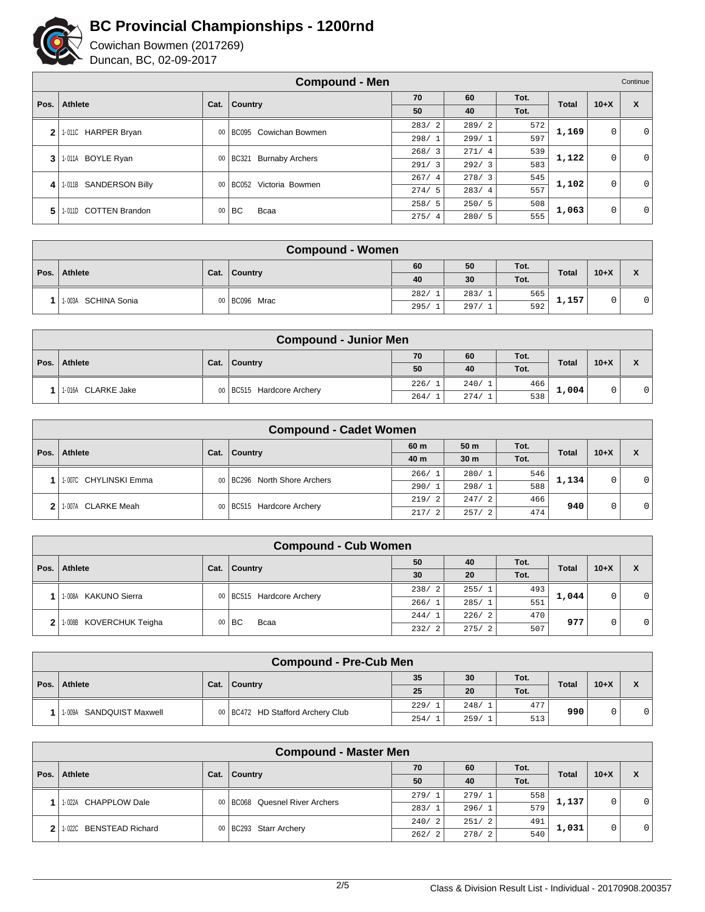# BC Provincial Championships - 1200rnd

Cowichan Bowmen (2017269)
Duncan, BC, 02-09-2017

## Compound - Men

Continue

| Pos. | Athlete | Cat. | Country | 70 / 50 | 60 / 40 | Tot. | Total | 10+X | X |
|---|---|---|---|---|---|---|---|---|---|
| 2 | 1-011C HARPER Bryan | 00 | BC095 Cowichan Bowmen | 283/ 2 | 289/ 2 | 572 | 1,169 | 0 | 0 |
| | | | | 298/ 1 | 299/ 1 | 597 | | | |
| 3 | 1-011A BOYLE Ryan | 00 | BC321 Burnaby Archers | 268/ 3 | 271/ 4 | 539 | 1,122 | 0 | 0 |
| | | | | 291/ 3 | 292/ 3 | 583 | | | |
| 4 | 1-011B SANDERSON Billy | 00 | BC052 Victoria Bowmen | 267/ 4 | 278/ 3 | 545 | 1,102 | 0 | 0 |
| | | | | 274/ 5 | 283/ 4 | 557 | | | |
| 5 | 1-011D COTTEN Brandon | 00 | BC Bcaa | 258/ 5 | 250/ 5 | 508 | 1,063 | 0 | 0 |
| | | | | 275/ 4 | 280/ 5 | 555 | | | |

## Compound - Women

| Pos. | Athlete | Cat. | Country | 60 / 40 | 50 / 30 | Tot. | Total | 10+X | X |
|---|---|---|---|---|---|---|---|---|---|
| 1 | 1-003A SCHINA Sonia | 00 | BC096 Mrac | 282/ 1 | 283/ 1 | 565 | 1,157 | 0 | 0 |
| | | | | 295/ 1 | 297/ 1 | 592 | | | |

## Compound - Junior Men

| Pos. | Athlete | Cat. | Country | 70 / 50 | 60 / 40 | Tot. | Total | 10+X | X |
|---|---|---|---|---|---|---|---|---|---|
| 1 | 1-016A CLARKE Jake | 00 | BC515 Hardcore Archery | 226/ 1 | 240/ 1 | 466 | 1,004 | 0 | 0 |
| | | | | 264/ 1 | 274/ 1 | 538 | | | |

## Compound - Cadet Women

| Pos. | Athlete | Cat. | Country | 60 m / 40 m | 50 m / 30 m | Tot. | Total | 10+X | X |
|---|---|---|---|---|---|---|---|---|---|
| 1 | 1-007C CHYLINSKI Emma | 00 | BC296 North Shore Archers | 266/ 1 | 280/ 1 | 546 | 1,134 | 0 | 0 |
| | | | | 290/ 1 | 298/ 1 | 588 | | | |
| 2 | 1-007A CLARKE Meah | 00 | BC515 Hardcore Archery | 219/ 2 | 247/ 2 | 466 | 940 | 0 | 0 |
| | | | | 217/ 2 | 257/ 2 | 474 | | | |

## Compound - Cub Women

| Pos. | Athlete | Cat. | Country | 50 / 30 | 40 / 20 | Tot. | Total | 10+X | X |
|---|---|---|---|---|---|---|---|---|---|
| 1 | 1-008A KAKUNO Sierra | 00 | BC515 Hardcore Archery | 238/ 2 | 255/ 1 | 493 | 1,044 | 0 | 0 |
| | | | | 266/ 1 | 285/ 1 | 551 | | | |
| 2 | 1-008B KOVERCHUK Teigha | 00 | BC Bcaa | 244/ 1 | 226/ 2 | 470 | 977 | 0 | 0 |
| | | | | 232/ 2 | 275/ 2 | 507 | | | |

## Compound - Pre-Cub Men

| Pos. | Athlete | Cat. | Country | 35 / 25 | 30 / 20 | Tot. | Total | 10+X | X |
|---|---|---|---|---|---|---|---|---|---|
| 1 | 1-009A SANDQUIST Maxwell | 00 | BC472 HD Stafford Archery Club | 229/ 1 | 248/ 1 | 477 | 990 | 0 | 0 |
| | | | | 254/ 1 | 259/ 1 | 513 | | | |

## Compound - Master Men

| Pos. | Athlete | Cat. | Country | 70 / 50 | 60 / 40 | Tot. | Total | 10+X | X |
|---|---|---|---|---|---|---|---|---|---|
| 1 | 1-022A CHAPPLOW Dale | 00 | BC068 Quesnel River Archers | 279/ 1 | 279/ 1 | 558 | 1,137 | 0 | 0 |
| | | | | 283/ 1 | 296/ 1 | 579 | | | |
| 2 | 1-022C BENSTEAD Richard | 00 | BC293 Starr Archery | 240/ 2 | 251/ 2 | 491 | 1,031 | 0 | 0 |
| | | | | 262/ 2 | 278/ 2 | 540 | | | |

Class & Division Result List - Individual - 20170908.200357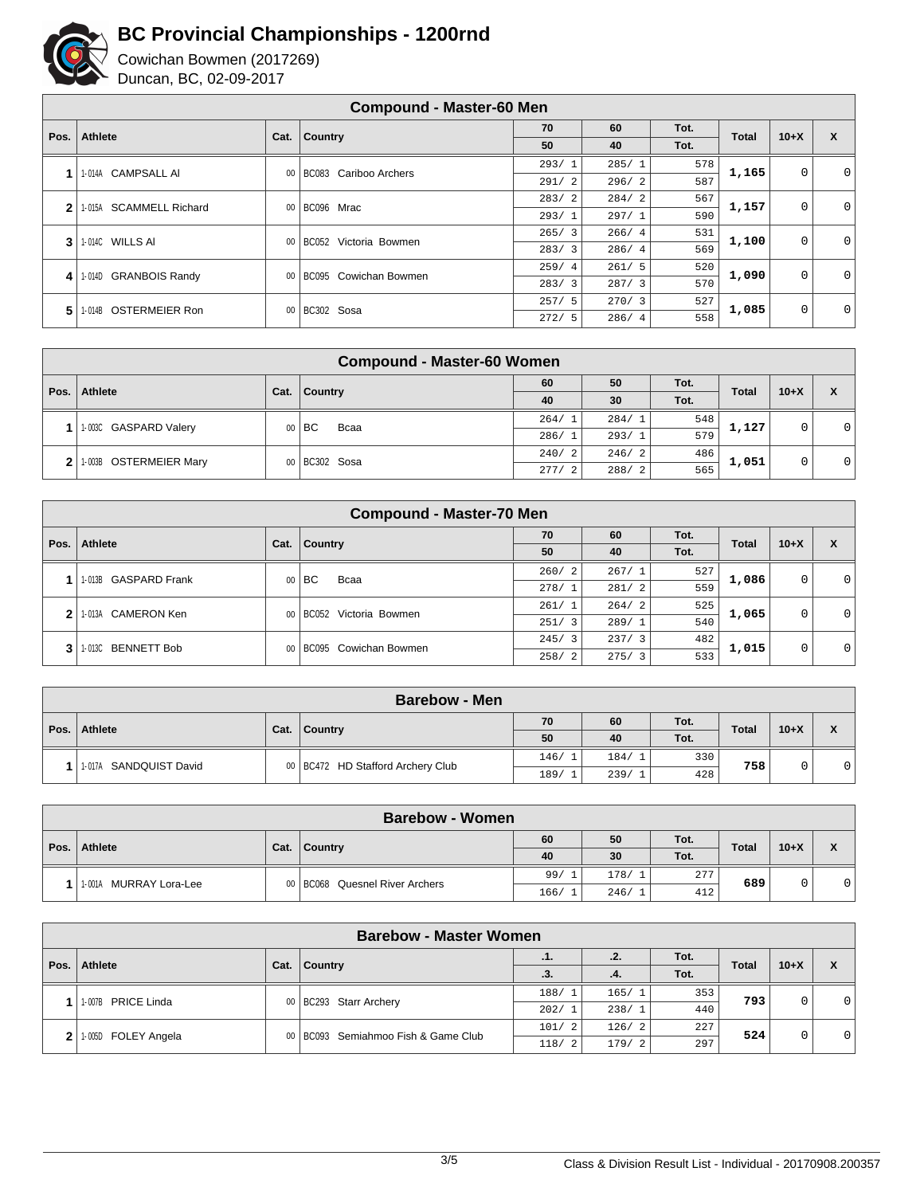# BC Provincial Championships - 1200rnd

Cowichan Bowmen (2017269)
Duncan, BC, 02-09-2017

## Compound - Master-60 Men

| Pos. | Athlete | Cat. | Country | 70 / 50 | 60 / 40 | Tot. | Total | 10+X | X |
|---|---|---|---|---|---|---|---|---|---|
| 1 | 1-014A CAMPSALL Al | 00 | BC083 Cariboo Archers | 293/ 1 | 285/ 1 | 578 | 1,165 | 0 | 0 |
| | | | | 291/ 2 | 296/ 2 | 587 | | | |
| 2 | 1-015A SCAMMELL Richard | 00 | BC096 Mrac | 283/ 2 | 284/ 2 | 567 | 1,157 | 0 | 0 |
| | | | | 293/ 1 | 297/ 1 | 590 | | | |
| 3 | 1-014C WILLS Al | 00 | BC052 Victoria Bowmen | 265/ 3 | 266/ 4 | 531 | 1,100 | 0 | 0 |
| | | | | 283/ 3 | 286/ 4 | 569 | | | |
| 4 | 1-014D GRANBOIS Randy | 00 | BC095 Cowichan Bowmen | 259/ 4 | 261/ 5 | 520 | 1,090 | 0 | 0 |
| | | | | 283/ 3 | 287/ 3 | 570 | | | |
| 5 | 1-014B OSTERMEIER Ron | 00 | BC302 Sosa | 257/ 5 | 270/ 3 | 527 | 1,085 | 0 | 0 |
| | | | | 272/ 5 | 286/ 4 | 558 | | | |

## Compound - Master-60 Women

| Pos. | Athlete | Cat. | Country | 60 / 40 | 50 / 30 | Tot. | Total | 10+X | X |
|---|---|---|---|---|---|---|---|---|---|
| 1 | 1-003C GASPARD Valery | 00 | BC Bcaa | 264/ 1 | 284/ 1 | 548 | 1,127 | 0 | 0 |
| | | | | 286/ 1 | 293/ 1 | 579 | | | |
| 2 | 1-003B OSTERMEIER Mary | 00 | BC302 Sosa | 240/ 2 | 246/ 2 | 486 | 1,051 | 0 | 0 |
| | | | | 277/ 2 | 288/ 2 | 565 | | | |

## Compound - Master-70 Men

| Pos. | Athlete | Cat. | Country | 70 / 50 | 60 / 40 | Tot. | Total | 10+X | X |
|---|---|---|---|---|---|---|---|---|---|
| 1 | 1-013B GASPARD Frank | 00 | BC Bcaa | 260/ 2 | 267/ 1 | 527 | 1,086 | 0 | 0 |
| | | | | 278/ 1 | 281/ 2 | 559 | | | |
| 2 | 1-013A CAMERON Ken | 00 | BC052 Victoria Bowmen | 261/ 1 | 264/ 2 | 525 | 1,065 | 0 | 0 |
| | | | | 251/ 3 | 289/ 1 | 540 | | | |
| 3 | 1-013C BENNETT Bob | 00 | BC095 Cowichan Bowmen | 245/ 3 | 237/ 3 | 482 | 1,015 | 0 | 0 |
| | | | | 258/ 2 | 275/ 3 | 533 | | | |

## Barebow - Men

| Pos. | Athlete | Cat. | Country | 70 / 50 | 60 / 40 | Tot. | Total | 10+X | X |
|---|---|---|---|---|---|---|---|---|---|
| 1 | 1-017A SANDQUIST David | 00 | BC472 HD Stafford Archery Club | 146/ 1 | 184/ 1 | 330 | 758 | 0 | 0 |
| | | | | 189/ 1 | 239/ 1 | 428 | | | |

## Barebow - Women

| Pos. | Athlete | Cat. | Country | 60 / 40 | 50 / 30 | Tot. | Total | 10+X | X |
|---|---|---|---|---|---|---|---|---|---|
| 1 | 1-001A MURRAY Lora-Lee | 00 | BC068 Quesnel River Archers | 99/ 1 | 178/ 1 | 277 | 689 | 0 | 0 |
| | | | | 166/ 1 | 246/ 1 | 412 | | | |

## Barebow - Master Women

| Pos. | Athlete | Cat. | Country | .1. / .3. | .2. / .4. | Tot. | Total | 10+X | X |
|---|---|---|---|---|---|---|---|---|---|
| 1 | 1-007B PRICE Linda | 00 | BC293 Starr Archery | 188/ 1 | 165/ 1 | 353 | 793 | 0 | 0 |
| | | | | 202/ 1 | 238/ 1 | 440 | | | |
| 2 | 1-005D FOLEY Angela | 00 | BC093 Semiahmoo Fish & Game Club | 101/ 2 | 126/ 2 | 227 | 524 | 0 | 0 |
| | | | | 118/ 2 | 179/ 2 | 297 | | | |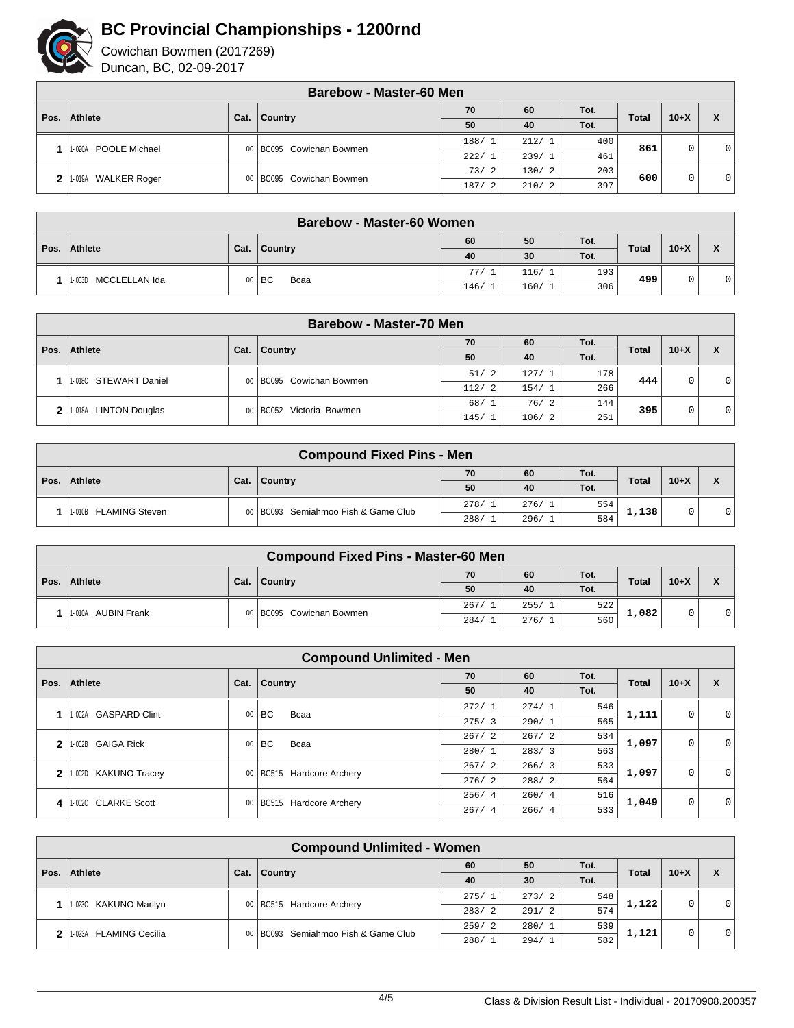# BC Provincial Championships - 1200rnd

Cowichan Bowmen (2017269)

Duncan, BC, 02-09-2017

| Barebow - Master-60 Men | | | | | | | | | |
|---|---|---|---|---|---|---|---|---|---|
| Pos. | Athlete | Cat. | Country | 70 | 60 | Tot. | Total | 10+X | X |
| | | | | 50 | 40 | Tot. | | | |
| 1 | 1-020A POOLE Michael | 00 | BC095 Cowichan Bowmen | 188/ 1 | 212/ 1 | 400 | 861 | 0 | 0 |
| | | | | 222/ 1 | 239/ 1 | 461 | | | |
| 2 | 1-019A WALKER Roger | 00 | BC095 Cowichan Bowmen | 73/ 2 | 130/ 2 | 203 | 600 | 0 | 0 |
| | | | | 187/ 2 | 210/ 2 | 397 | | | |

| Barebow - Master-60 Women | | | | | | | | | |
|---|---|---|---|---|---|---|---|---|---|
| Pos. | Athlete | Cat. | Country | 60 | 50 | Tot. | Total | 10+X | X |
| | | | | 40 | 30 | Tot. | | | |
| 1 | 1-003D MCCLELLAN Ida | 00 | BC Bcaa | 77/ 1 | 116/ 1 | 193 | 499 | 0 | 0 |
| | | | | 146/ 1 | 160/ 1 | 306 | | | |

| Barebow - Master-70 Men | | | | | | | | | |
|---|---|---|---|---|---|---|---|---|---|
| Pos. | Athlete | Cat. | Country | 70 | 60 | Tot. | Total | 10+X | X |
| | | | | 50 | 40 | Tot. | | | |
| 1 | 1-018C STEWART Daniel | 00 | BC095 Cowichan Bowmen | 51/ 2 | 127/ 1 | 178 | 444 | 0 | 0 |
| | | | | 112/ 2 | 154/ 1 | 266 | | | |
| 2 | 1-018A LINTON Douglas | 00 | BC052 Victoria Bowmen | 68/ 1 | 76/ 2 | 144 | 395 | 0 | 0 |
| | | | | 145/ 1 | 106/ 2 | 251 | | | |

| Compound Fixed Pins - Men | | | | | | | | | |
|---|---|---|---|---|---|---|---|---|---|
| Pos. | Athlete | Cat. | Country | 70 | 60 | Tot. | Total | 10+X | X |
| | | | | 50 | 40 | Tot. | | | |
| 1 | 1-010B FLAMING Steven | 00 | BC093 Semiahmoo Fish & Game Club | 278/ 1 | 276/ 1 | 554 | 1,138 | 0 | 0 |
| | | | | 288/ 1 | 296/ 1 | 584 | | | |

| Compound Fixed Pins - Master-60 Men | | | | | | | | | |
|---|---|---|---|---|---|---|---|---|---|
| Pos. | Athlete | Cat. | Country | 70 | 60 | Tot. | Total | 10+X | X |
| | | | | 50 | 40 | Tot. | | | |
| 1 | 1-010A AUBIN Frank | 00 | BC095 Cowichan Bowmen | 267/ 1 | 255/ 1 | 522 | 1,082 | 0 | 0 |
| | | | | 284/ 1 | 276/ 1 | 560 | | | |

| Compound Unlimited - Men | | | | | | | | | |
|---|---|---|---|---|---|---|---|---|---|
| Pos. | Athlete | Cat. | Country | 70 | 60 | Tot. | Total | 10+X | X |
| | | | | 50 | 40 | Tot. | | | |
| 1 | 1-002A GASPARD Clint | 00 | BC Bcaa | 272/ 1 | 274/ 1 | 546 | 1,111 | 0 | 0 |
| | | | | 275/ 3 | 290/ 1 | 565 | | | |
| 2 | 1-002B GAIGA Rick | 00 | BC Bcaa | 267/ 2 | 267/ 2 | 534 | 1,097 | 0 | 0 |
| | | | | 280/ 1 | 283/ 3 | 563 | | | |
| 2 | 1-002D KAKUNO Tracey | 00 | BC515 Hardcore Archery | 267/ 2 | 266/ 3 | 533 | 1,097 | 0 | 0 |
| | | | | 276/ 2 | 288/ 2 | 564 | | | |
| 4 | 1-002C CLARKE Scott | 00 | BC515 Hardcore Archery | 256/ 4 | 260/ 4 | 516 | 1,049 | 0 | 0 |
| | | | | 267/ 4 | 266/ 4 | 533 | | | |

| Compound Unlimited - Women | | | | | | | | | |
|---|---|---|---|---|---|---|---|---|---|
| Pos. | Athlete | Cat. | Country | 60 | 50 | Tot. | Total | 10+X | X |
| | | | | 40 | 30 | Tot. | | | |
| 1 | 1-023C KAKUNO Marilyn | 00 | BC515 Hardcore Archery | 275/ 1 | 273/ 2 | 548 | 1,122 | 0 | 0 |
| | | | | 283/ 2 | 291/ 2 | 574 | | | |
| 2 | 1-023A FLAMING Cecilia | 00 | BC093 Semiahmoo Fish & Game Club | 259/ 2 | 280/ 1 | 539 | 1,121 | 0 | 0 |
| | | | | 288/ 1 | 294/ 1 | 582 | | | |

Class & Division Result List - Individual - 20170908.200357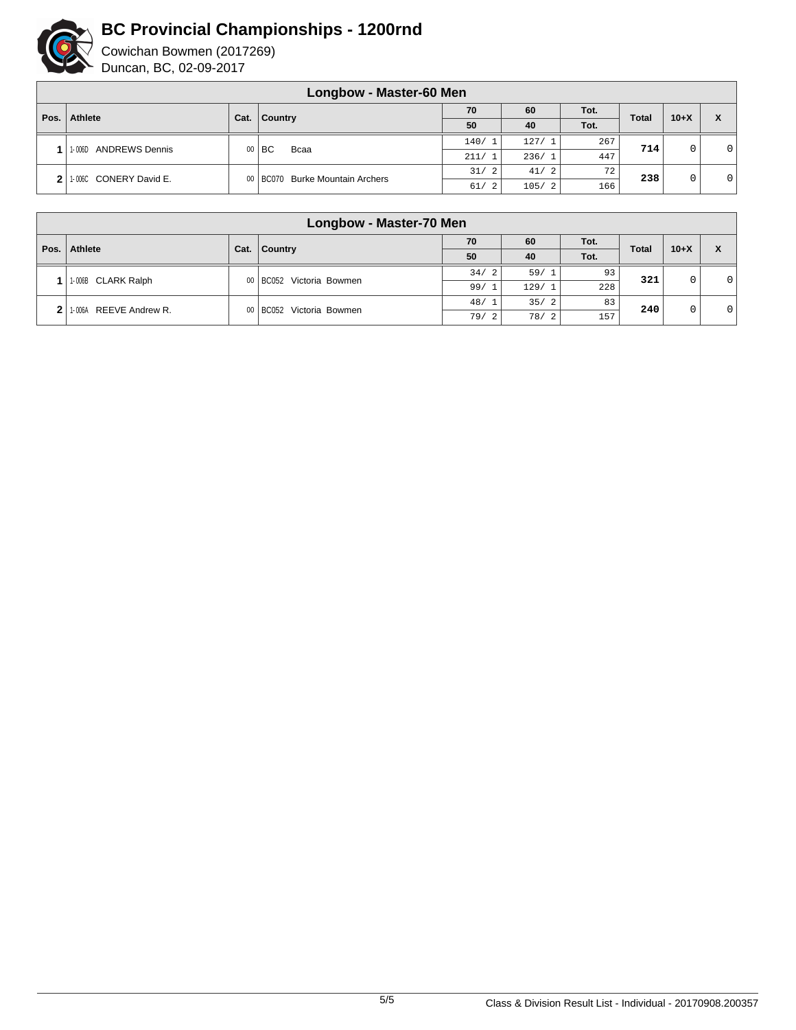# BC Provincial Championships - 1200rnd

Cowichan Bowmen (2017269)
Duncan, BC, 02-09-2017

## Longbow - Master-60 Men

| Pos. | Athlete | Cat. | Country | 70 | 60 | Tot. | Total | 10+X | X |
|---|---|---|---|---|---|---|---|---|---|
| | | | | 50 | 40 | Tot. | | | |
| 1 | 1-006D ANDREWS Dennis | 00 | BC Bcaa | 140/ 1 | 127/ 1 | 267 | 714 | 0 | 0 |
| | | | | 211/ 1 | 236/ 1 | 447 | | | |
| 2 | 1-006C CONERY David E. | 00 | BC070 Burke Mountain Archers | 31/ 2 | 41/ 2 | 72 | 238 | 0 | 0 |
| | | | | 61/ 2 | 105/ 2 | 166 | | | |

## Longbow - Master-70 Men

| Pos. | Athlete | Cat. | Country | 70 | 60 | Tot. | Total | 10+X | X |
|---|---|---|---|---|---|---|---|---|---|
| | | | | 50 | 40 | Tot. | | | |
| 1 | 1-006B CLARK Ralph | 00 | BC052 Victoria Bowmen | 34/ 2 | 59/ 1 | 93 | 321 | 0 | 0 |
| | | | | 99/ 1 | 129/ 1 | 228 | | | |
| 2 | 1-006A REEVE Andrew R. | 00 | BC052 Victoria Bowmen | 48/ 1 | 35/ 2 | 83 | 240 | 0 | 0 |
| | | | | 79/ 2 | 78/ 2 | 157 | | | |

Class & Division Result List - Individual - 20170908.200357